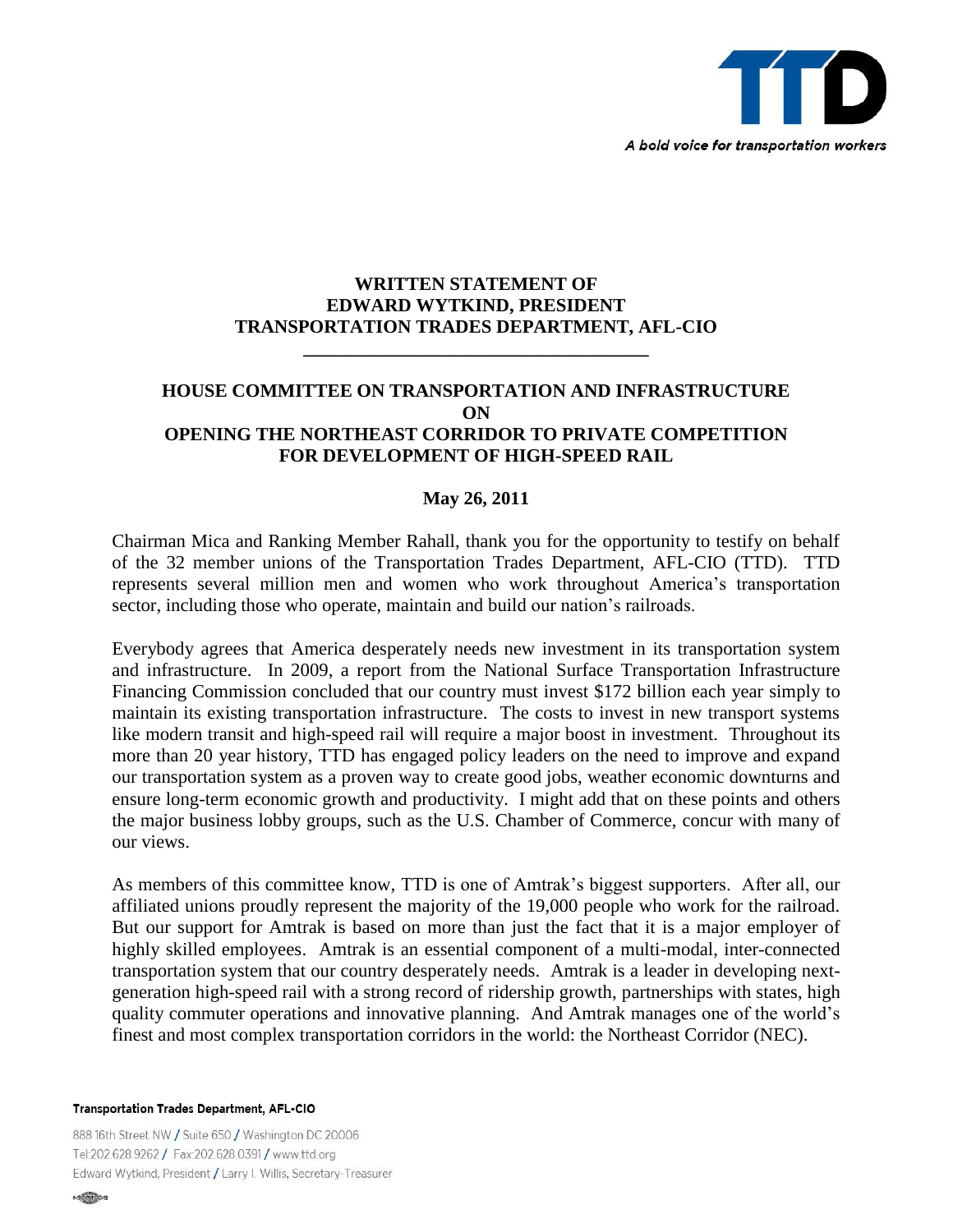TTD

*A bold voice for transportation workers*

**WRITTEN STATEMENT OF**
**EDWARD WYTKIND, PRESIDENT**
**TRANSPORTATION TRADES DEPARTMENT, AFL-CIO**

---

**HOUSE COMMITTEE ON TRANSPORTATION AND INFRASTRUCTURE**
**ON**
**OPENING THE NORTHEAST CORRIDOR TO PRIVATE COMPETITION FOR DEVELOPMENT OF HIGH-SPEED RAIL**

**May 26, 2011**

Chairman Mica and Ranking Member Rahall, thank you for the opportunity to testify on behalf of the 32 member unions of the Transportation Trades Department, AFL-CIO (TTD). TTD represents several million men and women who work throughout America's transportation sector, including those who operate, maintain and build our nation's railroads.

Everybody agrees that America desperately needs new investment in its transportation system and infrastructure. In 2009, a report from the National Surface Transportation Infrastructure Financing Commission concluded that our country must invest $172 billion each year simply to maintain its existing transportation infrastructure. The costs to invest in new transport systems like modern transit and high-speed rail will require a major boost in investment. Throughout its more than 20 year history, TTD has engaged policy leaders on the need to improve and expand our transportation system as a proven way to create good jobs, weather economic downturns and ensure long-term economic growth and productivity. I might add that on these points and others the major business lobby groups, such as the U.S. Chamber of Commerce, concur with many of our views.

As members of this committee know, TTD is one of Amtrak's biggest supporters. After all, our affiliated unions proudly represent the majority of the 19,000 people who work for the railroad. But our support for Amtrak is based on more than just the fact that it is a major employer of highly skilled employees. Amtrak is an essential component of a multi-modal, inter-connected transportation system that our country desperately needs. Amtrak is a leader in developing next-generation high-speed rail with a strong record of ridership growth, partnerships with states, high quality commuter operations and innovative planning. And Amtrak manages one of the world's finest and most complex transportation corridors in the world: the Northeast Corridor (NEC).

**Transportation Trades Department, AFL-CIO**

888 16th Street NW / Suite 650 / Washington DC 20006
Tel:202.628.9262 / Fax:202.628.0391 / www.ttd.org
Edward Wytkind, President / Larry I. Willis, Secretary-Treasurer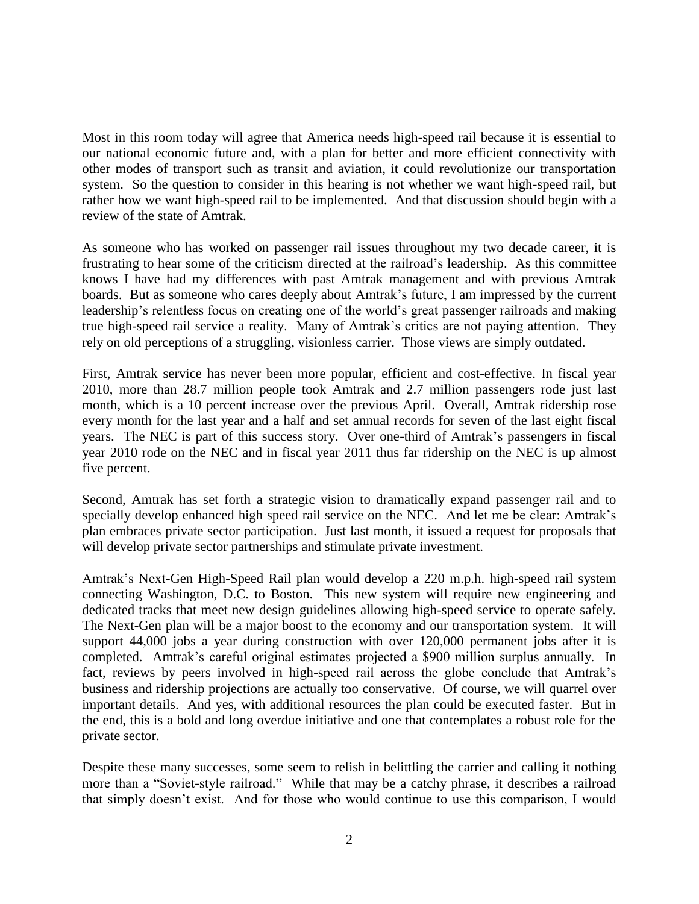Most in this room today will agree that America needs high-speed rail because it is essential to our national economic future and, with a plan for better and more efficient connectivity with other modes of transport such as transit and aviation, it could revolutionize our transportation system. So the question to consider in this hearing is not whether we want high-speed rail, but rather how we want high-speed rail to be implemented. And that discussion should begin with a review of the state of Amtrak.

As someone who has worked on passenger rail issues throughout my two decade career, it is frustrating to hear some of the criticism directed at the railroad's leadership. As this committee knows I have had my differences with past Amtrak management and with previous Amtrak boards. But as someone who cares deeply about Amtrak's future, I am impressed by the current leadership's relentless focus on creating one of the world's great passenger railroads and making true high-speed rail service a reality. Many of Amtrak's critics are not paying attention. They rely on old perceptions of a struggling, visionless carrier. Those views are simply outdated.

First, Amtrak service has never been more popular, efficient and cost-effective. In fiscal year 2010, more than 28.7 million people took Amtrak and 2.7 million passengers rode just last month, which is a 10 percent increase over the previous April. Overall, Amtrak ridership rose every month for the last year and a half and set annual records for seven of the last eight fiscal years. The NEC is part of this success story. Over one-third of Amtrak's passengers in fiscal year 2010 rode on the NEC and in fiscal year 2011 thus far ridership on the NEC is up almost five percent.

Second, Amtrak has set forth a strategic vision to dramatically expand passenger rail and to specially develop enhanced high speed rail service on the NEC. And let me be clear: Amtrak's plan embraces private sector participation. Just last month, it issued a request for proposals that will develop private sector partnerships and stimulate private investment.

Amtrak's Next-Gen High-Speed Rail plan would develop a 220 m.p.h. high-speed rail system connecting Washington, D.C. to Boston. This new system will require new engineering and dedicated tracks that meet new design guidelines allowing high-speed service to operate safely. The Next-Gen plan will be a major boost to the economy and our transportation system. It will support 44,000 jobs a year during construction with over 120,000 permanent jobs after it is completed. Amtrak's careful original estimates projected a $900 million surplus annually. In fact, reviews by peers involved in high-speed rail across the globe conclude that Amtrak's business and ridership projections are actually too conservative. Of course, we will quarrel over important details. And yes, with additional resources the plan could be executed faster. But in the end, this is a bold and long overdue initiative and one that contemplates a robust role for the private sector.

Despite these many successes, some seem to relish in belittling the carrier and calling it nothing more than a "Soviet-style railroad." While that may be a catchy phrase, it describes a railroad that simply doesn't exist. And for those who would continue to use this comparison, I would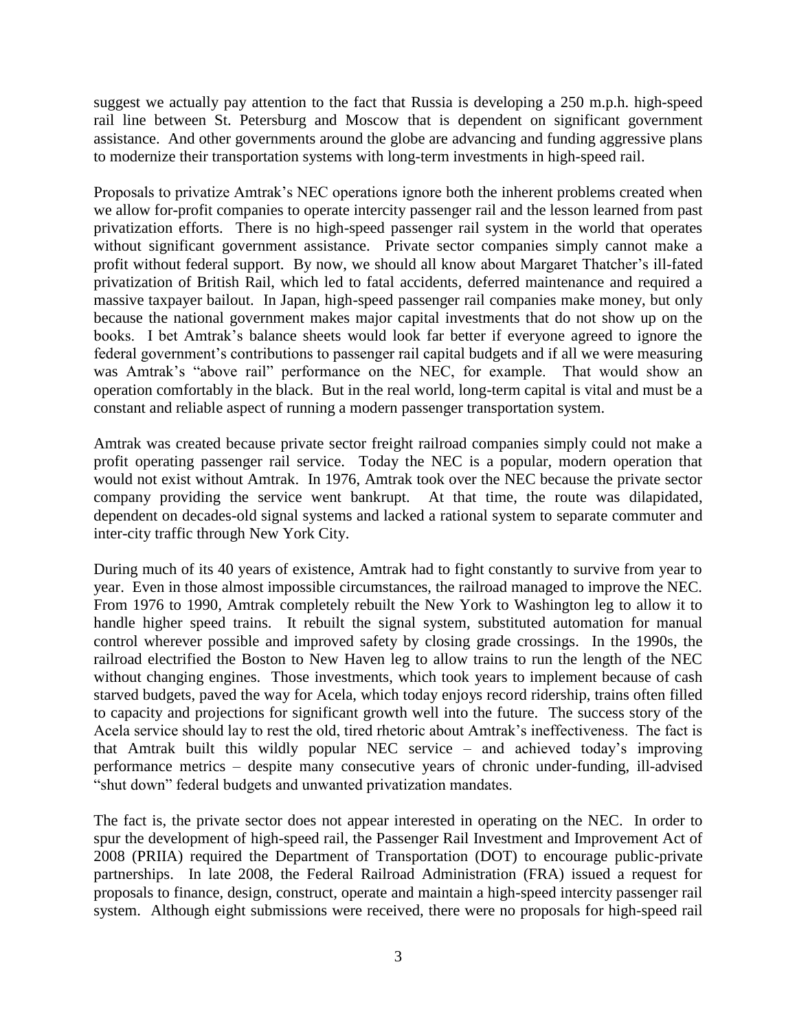suggest we actually pay attention to the fact that Russia is developing a 250 m.p.h. high-speed rail line between St. Petersburg and Moscow that is dependent on significant government assistance. And other governments around the globe are advancing and funding aggressive plans to modernize their transportation systems with long-term investments in high-speed rail.

Proposals to privatize Amtrak's NEC operations ignore both the inherent problems created when we allow for-profit companies to operate intercity passenger rail and the lesson learned from past privatization efforts. There is no high-speed passenger rail system in the world that operates without significant government assistance. Private sector companies simply cannot make a profit without federal support. By now, we should all know about Margaret Thatcher's ill-fated privatization of British Rail, which led to fatal accidents, deferred maintenance and required a massive taxpayer bailout. In Japan, high-speed passenger rail companies make money, but only because the national government makes major capital investments that do not show up on the books. I bet Amtrak's balance sheets would look far better if everyone agreed to ignore the federal government's contributions to passenger rail capital budgets and if all we were measuring was Amtrak's "above rail" performance on the NEC, for example. That would show an operation comfortably in the black. But in the real world, long-term capital is vital and must be a constant and reliable aspect of running a modern passenger transportation system.

Amtrak was created because private sector freight railroad companies simply could not make a profit operating passenger rail service. Today the NEC is a popular, modern operation that would not exist without Amtrak. In 1976, Amtrak took over the NEC because the private sector company providing the service went bankrupt. At that time, the route was dilapidated, dependent on decades-old signal systems and lacked a rational system to separate commuter and inter-city traffic through New York City.

During much of its 40 years of existence, Amtrak had to fight constantly to survive from year to year. Even in those almost impossible circumstances, the railroad managed to improve the NEC. From 1976 to 1990, Amtrak completely rebuilt the New York to Washington leg to allow it to handle higher speed trains. It rebuilt the signal system, substituted automation for manual control wherever possible and improved safety by closing grade crossings. In the 1990s, the railroad electrified the Boston to New Haven leg to allow trains to run the length of the NEC without changing engines. Those investments, which took years to implement because of cash starved budgets, paved the way for Acela, which today enjoys record ridership, trains often filled to capacity and projections for significant growth well into the future. The success story of the Acela service should lay to rest the old, tired rhetoric about Amtrak's ineffectiveness. The fact is that Amtrak built this wildly popular NEC service – and achieved today's improving performance metrics – despite many consecutive years of chronic under-funding, ill-advised "shut down" federal budgets and unwanted privatization mandates.

The fact is, the private sector does not appear interested in operating on the NEC. In order to spur the development of high-speed rail, the Passenger Rail Investment and Improvement Act of 2008 (PRIIA) required the Department of Transportation (DOT) to encourage public-private partnerships. In late 2008, the Federal Railroad Administration (FRA) issued a request for proposals to finance, design, construct, operate and maintain a high-speed intercity passenger rail system. Although eight submissions were received, there were no proposals for high-speed rail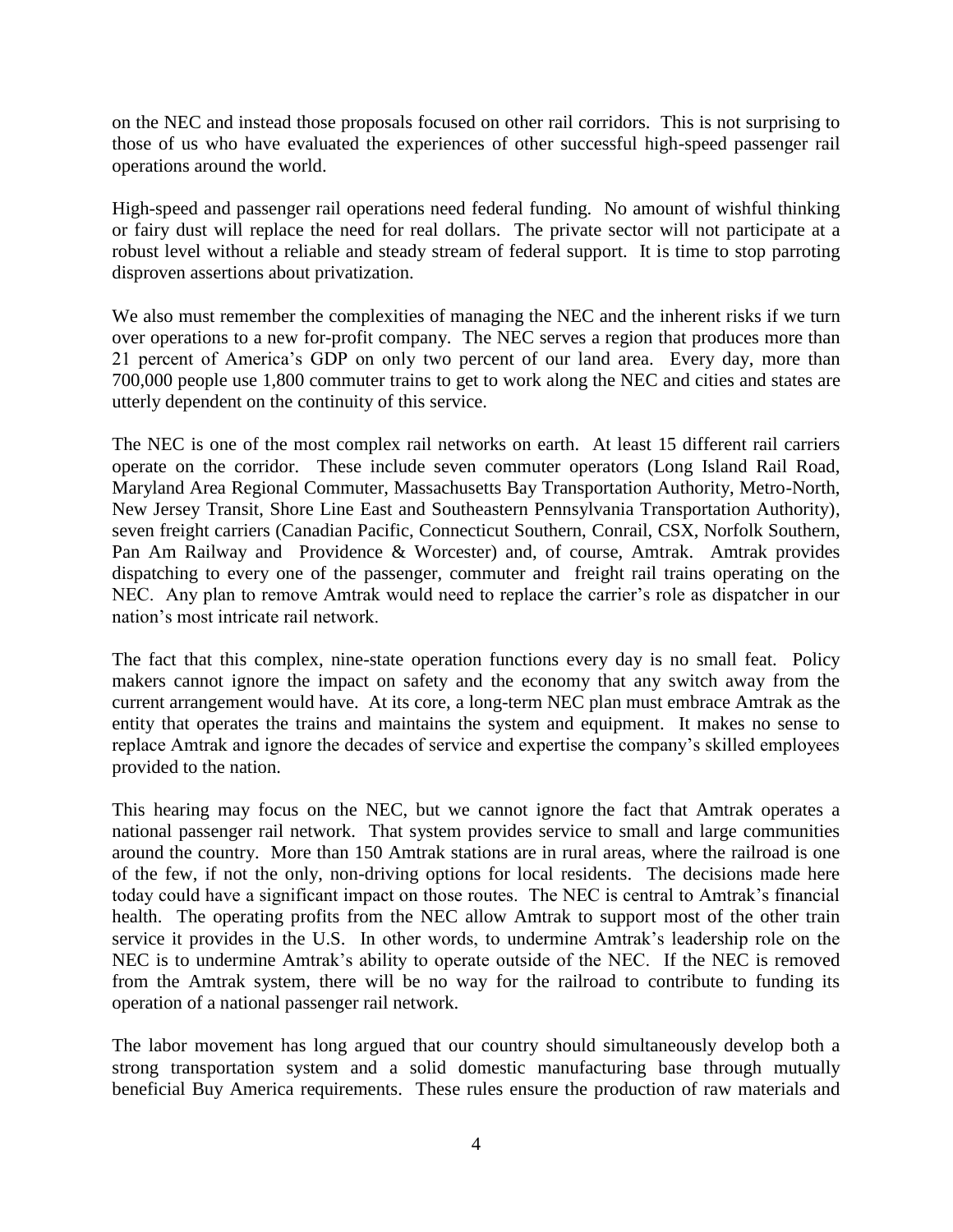on the NEC and instead those proposals focused on other rail corridors. This is not surprising to those of us who have evaluated the experiences of other successful high-speed passenger rail operations around the world.

High-speed and passenger rail operations need federal funding. No amount of wishful thinking or fairy dust will replace the need for real dollars. The private sector will not participate at a robust level without a reliable and steady stream of federal support. It is time to stop parroting disproven assertions about privatization.

We also must remember the complexities of managing the NEC and the inherent risks if we turn over operations to a new for-profit company. The NEC serves a region that produces more than 21 percent of America's GDP on only two percent of our land area. Every day, more than 700,000 people use 1,800 commuter trains to get to work along the NEC and cities and states are utterly dependent on the continuity of this service.

The NEC is one of the most complex rail networks on earth. At least 15 different rail carriers operate on the corridor. These include seven commuter operators (Long Island Rail Road, Maryland Area Regional Commuter, Massachusetts Bay Transportation Authority, Metro-North, New Jersey Transit, Shore Line East and Southeastern Pennsylvania Transportation Authority), seven freight carriers (Canadian Pacific, Connecticut Southern, Conrail, CSX, Norfolk Southern, Pan Am Railway and Providence & Worcester) and, of course, Amtrak. Amtrak provides dispatching to every one of the passenger, commuter and freight rail trains operating on the NEC. Any plan to remove Amtrak would need to replace the carrier's role as dispatcher in our nation's most intricate rail network.

The fact that this complex, nine-state operation functions every day is no small feat. Policy makers cannot ignore the impact on safety and the economy that any switch away from the current arrangement would have. At its core, a long-term NEC plan must embrace Amtrak as the entity that operates the trains and maintains the system and equipment. It makes no sense to replace Amtrak and ignore the decades of service and expertise the company's skilled employees provided to the nation.

This hearing may focus on the NEC, but we cannot ignore the fact that Amtrak operates a national passenger rail network. That system provides service to small and large communities around the country. More than 150 Amtrak stations are in rural areas, where the railroad is one of the few, if not the only, non-driving options for local residents. The decisions made here today could have a significant impact on those routes. The NEC is central to Amtrak's financial health. The operating profits from the NEC allow Amtrak to support most of the other train service it provides in the U.S. In other words, to undermine Amtrak's leadership role on the NEC is to undermine Amtrak's ability to operate outside of the NEC. If the NEC is removed from the Amtrak system, there will be no way for the railroad to contribute to funding its operation of a national passenger rail network.

The labor movement has long argued that our country should simultaneously develop both a strong transportation system and a solid domestic manufacturing base through mutually beneficial Buy America requirements. These rules ensure the production of raw materials and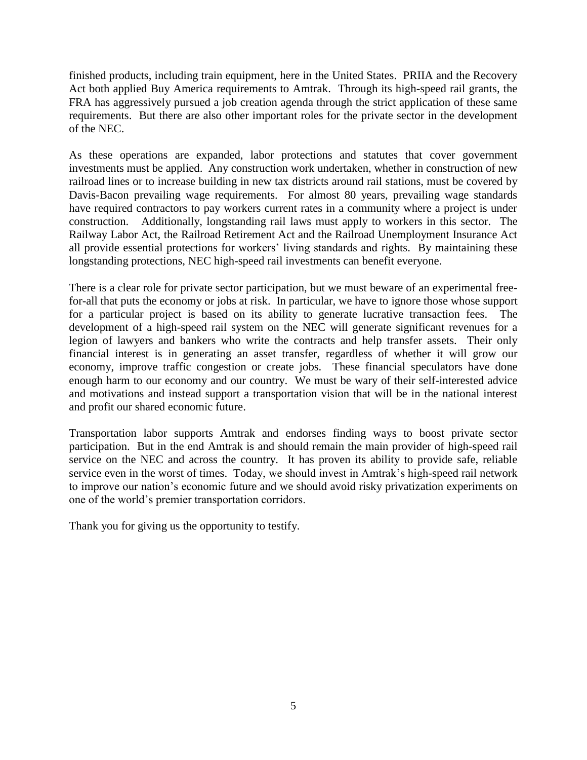finished products, including train equipment, here in the United States. PRIIA and the Recovery Act both applied Buy America requirements to Amtrak. Through its high-speed rail grants, the FRA has aggressively pursued a job creation agenda through the strict application of these same requirements. But there are also other important roles for the private sector in the development of the NEC.

As these operations are expanded, labor protections and statutes that cover government investments must be applied. Any construction work undertaken, whether in construction of new railroad lines or to increase building in new tax districts around rail stations, must be covered by Davis-Bacon prevailing wage requirements. For almost 80 years, prevailing wage standards have required contractors to pay workers current rates in a community where a project is under construction. Additionally, longstanding rail laws must apply to workers in this sector. The Railway Labor Act, the Railroad Retirement Act and the Railroad Unemployment Insurance Act all provide essential protections for workers' living standards and rights. By maintaining these longstanding protections, NEC high-speed rail investments can benefit everyone.

There is a clear role for private sector participation, but we must beware of an experimental free-for-all that puts the economy or jobs at risk. In particular, we have to ignore those whose support for a particular project is based on its ability to generate lucrative transaction fees. The development of a high-speed rail system on the NEC will generate significant revenues for a legion of lawyers and bankers who write the contracts and help transfer assets. Their only financial interest is in generating an asset transfer, regardless of whether it will grow our economy, improve traffic congestion or create jobs. These financial speculators have done enough harm to our economy and our country. We must be wary of their self-interested advice and motivations and instead support a transportation vision that will be in the national interest and profit our shared economic future.

Transportation labor supports Amtrak and endorses finding ways to boost private sector participation. But in the end Amtrak is and should remain the main provider of high-speed rail service on the NEC and across the country. It has proven its ability to provide safe, reliable service even in the worst of times. Today, we should invest in Amtrak's high-speed rail network to improve our nation's economic future and we should avoid risky privatization experiments on one of the world's premier transportation corridors.

Thank you for giving us the opportunity to testify.